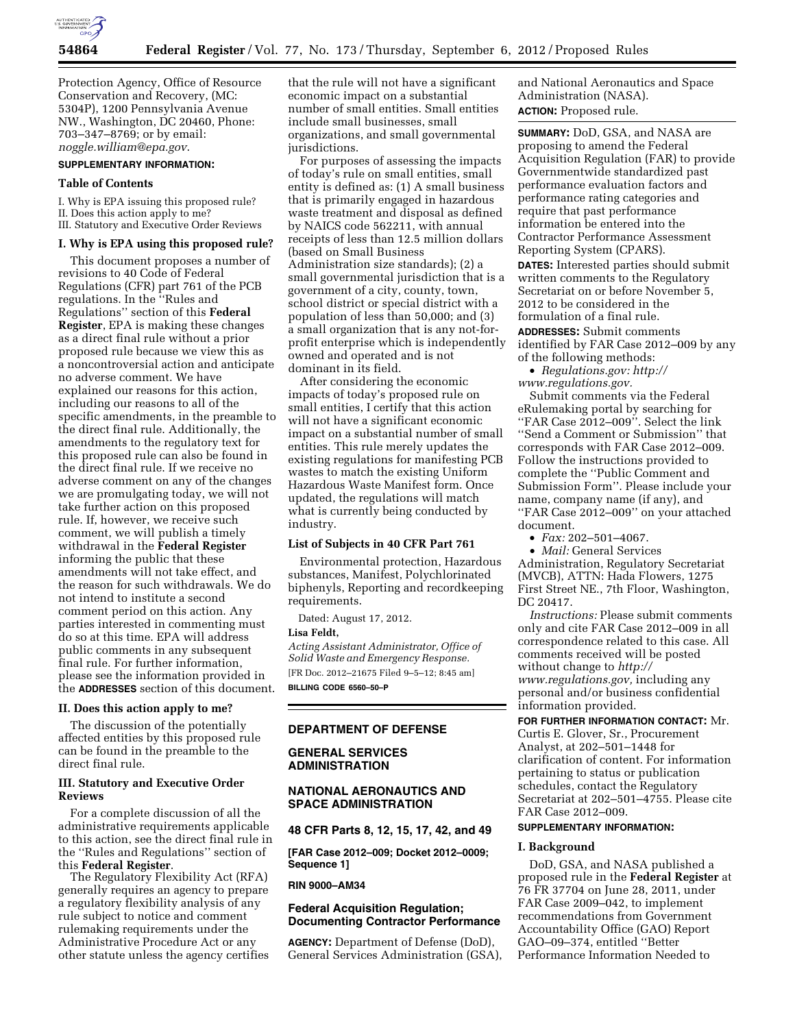Protection Agency, Office of Resource Conservation and Recovery, (MC: 5304P), 1200 Pennsylvania Avenue NW., Washington, DC 20460, Phone: 703–347–8769; or by email: *noggle.william@epa.gov.*

**SUPPLEMENTARY INFORMATION:**

**Table of Contents**

I. Why is EPA issuing this proposed rule?
II. Does this action apply to me?
III. Statutory and Executive Order Reviews

### I. Why is EPA using this proposed rule?

This document proposes a number of revisions to 40 Code of Federal Regulations (CFR) part 761 of the PCB regulations. In the ''Rules and Regulations'' section of this **Federal Register**, EPA is making these changes as a direct final rule without a prior proposed rule because we view this as a noncontroversial action and anticipate no adverse comment. We have explained our reasons for this action, including our reasons to all of the specific amendments, in the preamble to the direct final rule. Additionally, the amendments to the regulatory text for this proposed rule can also be found in the direct final rule. If we receive no adverse comment on any of the changes we are promulgating today, we will not take further action on this proposed rule. If, however, we receive such comment, we will publish a timely withdrawal in the **Federal Register** informing the public that these amendments will not take effect, and the reason for such withdrawals. We do not intend to institute a second comment period on this action. Any parties interested in commenting must do so at this time. EPA will address public comments in any subsequent final rule. For further information, please see the information provided in the **ADDRESSES** section of this document.

### II. Does this action apply to me?

The discussion of the potentially affected entities by this proposed rule can be found in the preamble to the direct final rule.

### III. Statutory and Executive Order Reviews

For a complete discussion of all the administrative requirements applicable to this action, see the direct final rule in the ''Rules and Regulations'' section of this **Federal Register**.

The Regulatory Flexibility Act (RFA) generally requires an agency to prepare a regulatory flexibility analysis of any rule subject to notice and comment rulemaking requirements under the Administrative Procedure Act or any other statute unless the agency certifies that the rule will not have a significant economic impact on a substantial number of small entities. Small entities include small businesses, small organizations, and small governmental jurisdictions.

For purposes of assessing the impacts of today's rule on small entities, small entity is defined as: (1) A small business that is primarily engaged in hazardous waste treatment and disposal as defined by NAICS code 562211, with annual receipts of less than 12.5 million dollars (based on Small Business Administration size standards); (2) a small governmental jurisdiction that is a government of a city, county, town, school district or special district with a population of less than 50,000; and (3) a small organization that is any not-for-profit enterprise which is independently owned and operated and is not dominant in its field.

After considering the economic impacts of today's proposed rule on small entities, I certify that this action will not have a significant economic impact on a substantial number of small entities. This rule merely updates the existing regulations for manifesting PCB wastes to match the existing Uniform Hazardous Waste Manifest form. Once updated, the regulations will match what is currently being conducted by industry.

**List of Subjects in 40 CFR Part 761**

Environmental protection, Hazardous substances, Manifest, Polychlorinated biphenyls, Reporting and recordkeeping requirements.

Dated: August 17, 2012.

**Lisa Feldt,**

*Acting Assistant Administrator, Office of Solid Waste and Emergency Response.*

[FR Doc. 2012–21675 Filed 9–5–12; 8:45 am]

**BILLING CODE 6560–50–P**

---

## DEPARTMENT OF DEFENSE

## GENERAL SERVICES ADMINISTRATION

## NATIONAL AERONAUTICS AND SPACE ADMINISTRATION

### 48 CFR Parts 8, 12, 15, 17, 42, and 49

**[FAR Case 2012–009; Docket 2012–0009; Sequence 1]**

**RIN 9000–AM34**

### Federal Acquisition Regulation; Documenting Contractor Performance

**AGENCY:** Department of Defense (DoD), General Services Administration (GSA), and National Aeronautics and Space Administration (NASA).

**ACTION:** Proposed rule.

**SUMMARY:** DoD, GSA, and NASA are proposing to amend the Federal Acquisition Regulation (FAR) to provide Governmentwide standardized past performance evaluation factors and performance rating categories and require that past performance information be entered into the Contractor Performance Assessment Reporting System (CPARS).

**DATES:** Interested parties should submit written comments to the Regulatory Secretariat on or before November 5, 2012 to be considered in the formulation of a final rule.

**ADDRESSES:** Submit comments identified by FAR Case 2012–009 by any of the following methods:

- *Regulations.gov: http://www.regulations.gov.*

Submit comments via the Federal eRulemaking portal by searching for ''FAR Case 2012–009''. Select the link ''Send a Comment or Submission'' that corresponds with FAR Case 2012–009. Follow the instructions provided to complete the ''Public Comment and Submission Form''. Please include your name, company name (if any), and ''FAR Case 2012–009'' on your attached document.

- *Fax:* 202–501–4067.
- *Mail:* General Services Administration, Regulatory Secretariat (MVCB), ATTN: Hada Flowers, 1275 First Street NE., 7th Floor, Washington, DC 20417.

*Instructions:* Please submit comments only and cite FAR Case 2012–009 in all correspondence related to this case. All comments received will be posted without change to *http://www.regulations.gov,* including any personal and/or business confidential information provided.

**FOR FURTHER INFORMATION CONTACT:** Mr. Curtis E. Glover, Sr., Procurement Analyst, at 202–501–1448 for clarification of content. For information pertaining to status or publication schedules, contact the Regulatory Secretariat at 202–501–4755. Please cite FAR Case 2012–009.

**SUPPLEMENTARY INFORMATION:**

### I. Background

DoD, GSA, and NASA published a proposed rule in the **Federal Register** at 76 FR 37704 on June 28, 2011, under FAR Case 2009–042, to implement recommendations from Government Accountability Office (GAO) Report GAO–09–374, entitled ''Better Performance Information Needed to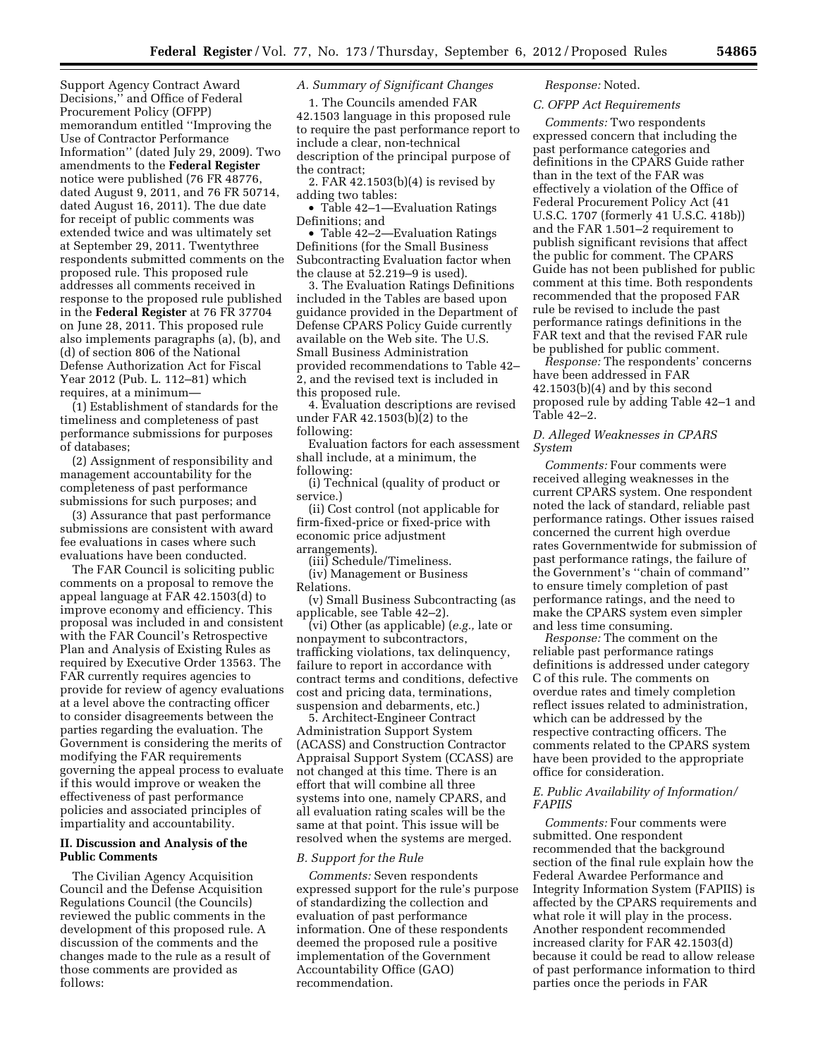Support Agency Contract Award Decisions,'' and Office of Federal Procurement Policy (OFPP) memorandum entitled ''Improving the Use of Contractor Performance Information'' (dated July 29, 2009). Two amendments to the **Federal Register** notice were published (76 FR 48776, dated August 9, 2011, and 76 FR 50714, dated August 16, 2011). The due date for receipt of public comments was extended twice and was ultimately set at September 29, 2011. Twentythree respondents submitted comments on the proposed rule. This proposed rule addresses all comments received in response to the proposed rule published in the **Federal Register** at 76 FR 37704 on June 28, 2011. This proposed rule also implements paragraphs (a), (b), and (d) of section 806 of the National Defense Authorization Act for Fiscal Year 2012 (Pub. L. 112–81) which requires, at a minimum—

(1) Establishment of standards for the timeliness and completeness of past performance submissions for purposes of databases;

(2) Assignment of responsibility and management accountability for the completeness of past performance submissions for such purposes; and

(3) Assurance that past performance submissions are consistent with award fee evaluations in cases where such evaluations have been conducted.

The FAR Council is soliciting public comments on a proposal to remove the appeal language at FAR 42.1503(d) to improve economy and efficiency. This proposal was included in and consistent with the FAR Council's Retrospective Plan and Analysis of Existing Rules as required by Executive Order 13563. The FAR currently requires agencies to provide for review of agency evaluations at a level above the contracting officer to consider disagreements between the parties regarding the evaluation. The Government is considering the merits of modifying the FAR requirements governing the appeal process to evaluate if this would improve or weaken the effectiveness of past performance policies and associated principles of impartiality and accountability.

## II. Discussion and Analysis of the Public Comments

The Civilian Agency Acquisition Council and the Defense Acquisition Regulations Council (the Councils) reviewed the public comments in the development of this proposed rule. A discussion of the comments and the changes made to the rule as a result of those comments are provided as follows:

### *A. Summary of Significant Changes*

1. The Councils amended FAR 42.1503 language in this proposed rule to require the past performance report to include a clear, non-technical description of the principal purpose of the contract;

2. FAR 42.1503(b)(4) is revised by adding two tables:

- Table 42–1—Evaluation Ratings Definitions; and
- Table 42–2—Evaluation Ratings Definitions (for the Small Business Subcontracting Evaluation factor when the clause at 52.219–9 is used).

3. The Evaluation Ratings Definitions included in the Tables are based upon guidance provided in the Department of Defense CPARS Policy Guide currently available on the Web site. The U.S. Small Business Administration provided recommendations to Table 42–2, and the revised text is included in this proposed rule.

4. Evaluation descriptions are revised under FAR 42.1503(b)(2) to the following:

Evaluation factors for each assessment shall include, at a minimum, the following:

(i) Technical (quality of product or service.)

(ii) Cost control (not applicable for firm-fixed-price or fixed-price with economic price adjustment arrangements).

(iii) Schedule/Timeliness.

(iv) Management or Business Relations.

(v) Small Business Subcontracting (as applicable, see Table 42–2).

(vi) Other (as applicable) (*e.g.,* late or nonpayment to subcontractors, trafficking violations, tax delinquency, failure to report in accordance with contract terms and conditions, defective cost and pricing data, terminations, suspension and debarments, etc.)

5. Architect-Engineer Contract Administration Support System (ACASS) and Construction Contractor Appraisal Support System (CCASS) are not changed at this time. There is an effort that will combine all three systems into one, namely CPARS, and all evaluation rating scales will be the same at that point. This issue will be resolved when the systems are merged.

### *B. Support for the Rule*

*Comments:* Seven respondents expressed support for the rule's purpose of standardizing the collection and evaluation of past performance information. One of these respondents deemed the proposed rule a positive implementation of the Government Accountability Office (GAO) recommendation.

*Response:* Noted.

### *C. OFPP Act Requirements*

*Comments:* Two respondents expressed concern that including the past performance categories and definitions in the CPARS Guide rather than in the text of the FAR was effectively a violation of the Office of Federal Procurement Policy Act (41 U.S.C. 1707 (formerly 41 U.S.C. 418b)) and the FAR 1.501–2 requirement to publish significant revisions that affect the public for comment. The CPARS Guide has not been published for public comment at this time. Both respondents recommended that the proposed FAR rule be revised to include the past performance ratings definitions in the FAR text and that the revised FAR rule be published for public comment.

*Response:* The respondents' concerns have been addressed in FAR 42.1503(b)(4) and by this second proposed rule by adding Table 42–1 and Table 42–2.

### *D. Alleged Weaknesses in CPARS System*

*Comments:* Four comments were received alleging weaknesses in the current CPARS system. One respondent noted the lack of standard, reliable past performance ratings. Other issues raised concerned the current high overdue rates Governmentwide for submission of past performance ratings, the failure of the Government's ''chain of command'' to ensure timely completion of past performance ratings, and the need to make the CPARS system even simpler and less time consuming.

*Response:* The comment on the reliable past performance ratings definitions is addressed under category C of this rule. The comments on overdue rates and timely completion reflect issues related to administration, which can be addressed by the respective contracting officers. The comments related to the CPARS system have been provided to the appropriate office for consideration.

### *E. Public Availability of Information/ FAPIIS*

*Comments:* Four comments were submitted. One respondent recommended that the background section of the final rule explain how the Federal Awardee Performance and Integrity Information System (FAPIIS) is affected by the CPARS requirements and what role it will play in the process. Another respondent recommended increased clarity for FAR 42.1503(d) because it could be read to allow release of past performance information to third parties once the periods in FAR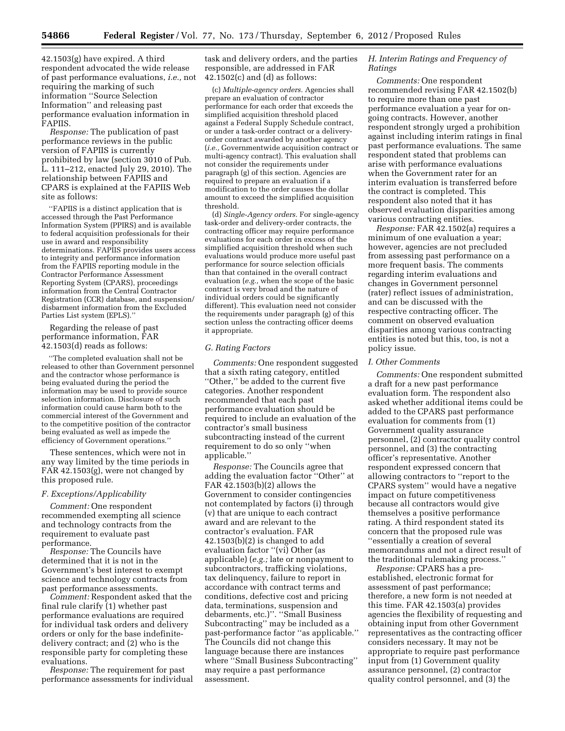42.1503(g) have expired. A third respondent advocated the wide release of past performance evaluations, *i.e.,* not requiring the marking of such information ''Source Selection Information'' and releasing past performance evaluation information in FAPIIS.

*Response:* The publication of past performance reviews in the public version of FAPIIS is currently prohibited by law (section 3010 of Pub. L. 111–212, enacted July 29, 2010). The relationship between FAPIIS and CPARS is explained at the FAPIIS Web site as follows:

> ''FAPIIS is a distinct application that is accessed through the Past Performance Information System (PPIRS) and is available to federal acquisition professionals for their use in award and responsibility determinations. FAPIIS provides users access to integrity and performance information from the FAPIIS reporting module in the Contractor Performance Assessment Reporting System (CPARS), proceedings information from the Central Contractor Registration (CCR) database, and suspension/disbarment information from the Excluded Parties List system (EPLS).''

Regarding the release of past performance information, FAR 42.1503(d) reads as follows:

> ''The completed evaluation shall not be released to other than Government personnel and the contractor whose performance is being evaluated during the period the information may be used to provide source selection information. Disclosure of such information could cause harm both to the commercial interest of the Government and to the competitive position of the contractor being evaluated as well as impede the efficiency of Government operations.''

These sentences, which were not in any way limited by the time periods in FAR 42.1503(g), were not changed by this proposed rule.

### F. Exceptions/Applicability

*Comment:* One respondent recommended exempting all science and technology contracts from the requirement to evaluate past performance.

*Response:* The Councils have determined that it is not in the Government's best interest to exempt science and technology contracts from past performance assessments.

*Comment:* Respondent asked that the final rule clarify (1) whether past performance evaluations are required for individual task orders and delivery orders or only for the base indefinite-delivery contract; and (2) who is the responsible party for completing these evaluations.

*Response:* The requirement for past performance assessments for individual task and delivery orders, and the parties responsible, are addressed in FAR 42.1502(c) and (d) as follows:

> (c) *Multiple-agency orders.* Agencies shall prepare an evaluation of contractor performance for each order that exceeds the simplified acquisition threshold placed against a Federal Supply Schedule contract, or under a task-order contract or a delivery-order contract awarded by another agency (*i.e.,* Governmentwide acquisition contract or multi-agency contract). This evaluation shall not consider the requirements under paragraph (g) of this section. Agencies are required to prepare an evaluation if a modification to the order causes the dollar amount to exceed the simplified acquisition threshold.
>
> (d) *Single-Agency orders.* For single-agency task-order and delivery-order contracts, the contracting officer may require performance evaluations for each order in excess of the simplified acquisition threshold when such evaluations would produce more useful past performance for source selection officials than that contained in the overall contract evaluation (*e.g.,* when the scope of the basic contract is very broad and the nature of individual orders could be significantly different). This evaluation need not consider the requirements under paragraph (g) of this section unless the contracting officer deems it appropriate.

### G. Rating Factors

*Comments:* One respondent suggested that a sixth rating category, entitled ''Other,'' be added to the current five categories. Another respondent recommended that each past performance evaluation should be required to include an evaluation of the contractor's small business subcontracting instead of the current requirement to do so only ''when applicable.''

*Response:* The Councils agree that adding the evaluation factor ''Other'' at FAR 42.1503(b)(2) allows the Government to consider contingencies not contemplated by factors (i) through (v) that are unique to each contract award and are relevant to the contractor's evaluation. FAR 42.1503(b)(2) is changed to add evaluation factor ''(vi) Other (as applicable) (*e.g.;* late or nonpayment to subcontractors, trafficking violations, tax delinquency, failure to report in accordance with contract terms and conditions, defective cost and pricing data, terminations, suspension and debarments, etc.)''. ''Small Business Subcontracting'' may be included as a past-performance factor ''as applicable.'' The Councils did not change this language because there are instances where ''Small Business Subcontracting'' may require a past performance assessment.

### H. Interim Ratings and Frequency of Ratings

*Comments:* One respondent recommended revising FAR 42.1502(b) to require more than one past performance evaluation a year for on-going contracts. However, another respondent strongly urged a prohibition against including interim ratings in final past performance evaluations. The same respondent stated that problems can arise with performance evaluations when the Government rater for an interim evaluation is transferred before the contract is completed. This respondent also noted that it has observed evaluation disparities among various contracting entities.

*Response:* FAR 42.1502(a) requires a minimum of one evaluation a year; however, agencies are not precluded from assessing past performance on a more frequent basis. The comments regarding interim evaluations and changes in Government personnel (rater) reflect issues of administration, and can be discussed with the respective contracting officer. The comment on observed evaluation disparities among various contracting entities is noted but this, too, is not a policy issue.

### I. Other Comments

*Comments:* One respondent submitted a draft for a new past performance evaluation form. The respondent also asked whether additional items could be added to the CPARS past performance evaluation for comments from (1) Government quality assurance personnel, (2) contractor quality control personnel, and (3) the contracting officer's representative. Another respondent expressed concern that allowing contractors to ''report to the CPARS system'' would have a negative impact on future competitiveness because all contractors would give themselves a positive performance rating. A third respondent stated its concern that the proposed rule was ''essentially a creation of several memorandums and not a direct result of the traditional rulemaking process.''

*Response:* CPARS has a pre-established, electronic format for assessment of past performance; therefore, a new form is not needed at this time. FAR 42.1503(a) provides agencies the flexibility of requesting and obtaining input from other Government representatives as the contracting officer considers necessary. It may not be appropriate to require past performance input from (1) Government quality assurance personnel, (2) contractor quality control personnel, and (3) the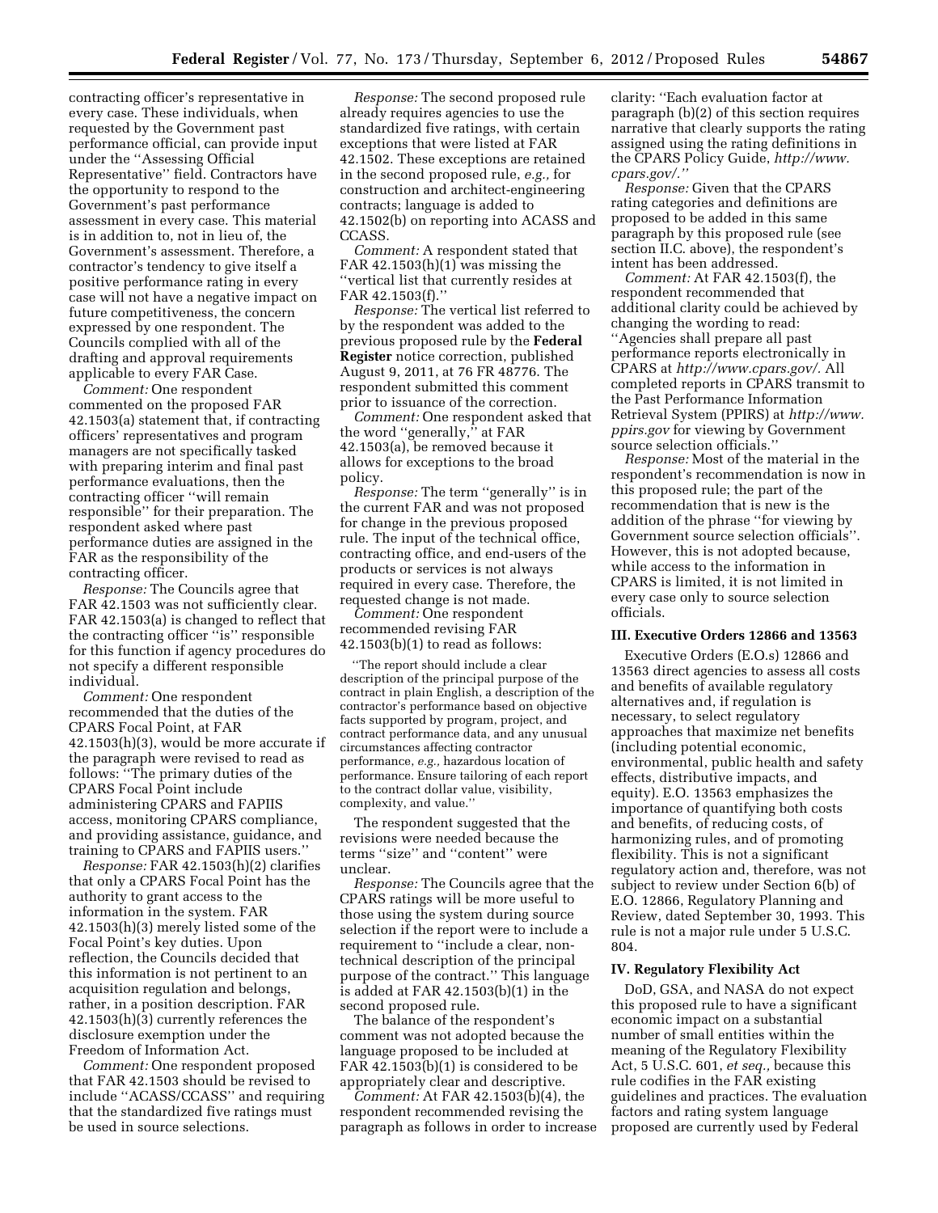contracting officer's representative in every case. These individuals, when requested by the Government past performance official, can provide input under the ''Assessing Official Representative'' field. Contractors have the opportunity to respond to the Government's past performance assessment in every case. This material is in addition to, not in lieu of, the Government's assessment. Therefore, a contractor's tendency to give itself a positive performance rating in every case will not have a negative impact on future competitiveness, the concern expressed by one respondent. The Councils complied with all of the drafting and approval requirements applicable to every FAR Case.

*Comment:* One respondent commented on the proposed FAR 42.1503(a) statement that, if contracting officers' representatives and program managers are not specifically tasked with preparing interim and final past performance evaluations, then the contracting officer ''will remain responsible'' for their preparation. The respondent asked where past performance duties are assigned in the FAR as the responsibility of the contracting officer.

*Response:* The Councils agree that FAR 42.1503 was not sufficiently clear. FAR 42.1503(a) is changed to reflect that the contracting officer ''is'' responsible for this function if agency procedures do not specify a different responsible individual.

*Comment:* One respondent recommended that the duties of the CPARS Focal Point, at FAR 42.1503(h)(3), would be more accurate if the paragraph were revised to read as follows: ''The primary duties of the CPARS Focal Point include administering CPARS and FAPIIS access, monitoring CPARS compliance, and providing assistance, guidance, and training to CPARS and FAPIIS users.''

*Response:* FAR 42.1503(h)(2) clarifies that only a CPARS Focal Point has the authority to grant access to the information in the system. FAR 42.1503(h)(3) merely listed some of the Focal Point's key duties. Upon reflection, the Councils decided that this information is not pertinent to an acquisition regulation and belongs, rather, in a position description. FAR 42.1503(h)(3) currently references the disclosure exemption under the Freedom of Information Act.

*Comment:* One respondent proposed that FAR 42.1503 should be revised to include ''ACASS/CCASS'' and requiring that the standardized five ratings must be used in source selections.

*Response:* The second proposed rule already requires agencies to use the standardized five ratings, with certain exceptions that were listed at FAR 42.1502. These exceptions are retained in the second proposed rule, *e.g.,* for construction and architect-engineering contracts; language is added to 42.1502(b) on reporting into ACASS and CCASS.

*Comment:* A respondent stated that FAR 42.1503(h)(1) was missing the ''vertical list that currently resides at FAR 42.1503(f).''

*Response:* The vertical list referred to by the respondent was added to the previous proposed rule by the **Federal Register** notice correction, published August 9, 2011, at 76 FR 48776. The respondent submitted this comment prior to issuance of the correction.

*Comment:* One respondent asked that the word ''generally,'' at FAR 42.1503(a), be removed because it allows for exceptions to the broad policy.

*Response:* The term ''generally'' is in the current FAR and was not proposed for change in the previous proposed rule. The input of the technical office, contracting office, and end-users of the products or services is not always required in every case. Therefore, the requested change is not made.

*Comment:* One respondent recommended revising FAR 42.1503(b)(1) to read as follows:

> ''The report should include a clear description of the principal purpose of the contract in plain English, a description of the contractor's performance based on objective facts supported by program, project, and contract performance data, and any unusual circumstances affecting contractor performance, *e.g.,* hazardous location of performance. Ensure tailoring of each report to the contract dollar value, visibility, complexity, and value.''

The respondent suggested that the revisions were needed because the terms ''size'' and ''content'' were unclear.

*Response:* The Councils agree that the CPARS ratings will be more useful to those using the system during source selection if the report were to include a requirement to ''include a clear, non-technical description of the principal purpose of the contract.'' This language is added at FAR 42.1503(b)(1) in the second proposed rule.

The balance of the respondent's comment was not adopted because the language proposed to be included at FAR 42.1503(b)(1) is considered to be appropriately clear and descriptive.

*Comment:* At FAR 42.1503(b)(4), the respondent recommended revising the paragraph as follows in order to increase clarity: ''Each evaluation factor at paragraph (b)(2) of this section requires narrative that clearly supports the rating assigned using the rating definitions in the CPARS Policy Guide, *http://www.cpars.gov/.*''

*Response:* Given that the CPARS rating categories and definitions are proposed to be added in this same paragraph by this proposed rule (see section II.C. above), the respondent's intent has been addressed.

*Comment:* At FAR 42.1503(f), the respondent recommended that additional clarity could be achieved by changing the wording to read: ''Agencies shall prepare all past performance reports electronically in CPARS at *http://www.cpars.gov/.* All completed reports in CPARS transmit to the Past Performance Information Retrieval System (PPIRS) at *http://www.ppirs.gov* for viewing by Government source selection officials.''

*Response:* Most of the material in the respondent's recommendation is now in this proposed rule; the part of the recommendation that is new is the addition of the phrase ''for viewing by Government source selection officials''. However, this is not adopted because, while access to the information in CPARS is limited, it is not limited in every case only to source selection officials.

### III. Executive Orders 12866 and 13563

Executive Orders (E.O.s) 12866 and 13563 direct agencies to assess all costs and benefits of available regulatory alternatives and, if regulation is necessary, to select regulatory approaches that maximize net benefits (including potential economic, environmental, public health and safety effects, distributive impacts, and equity). E.O. 13563 emphasizes the importance of quantifying both costs and benefits, of reducing costs, of harmonizing rules, and of promoting flexibility. This is not a significant regulatory action and, therefore, was not subject to review under Section 6(b) of E.O. 12866, Regulatory Planning and Review, dated September 30, 1993. This rule is not a major rule under 5 U.S.C. 804.

### IV. Regulatory Flexibility Act

DoD, GSA, and NASA do not expect this proposed rule to have a significant economic impact on a substantial number of small entities within the meaning of the Regulatory Flexibility Act, 5 U.S.C. 601, *et seq.,* because this rule codifies in the FAR existing guidelines and practices. The evaluation factors and rating system language proposed are currently used by Federal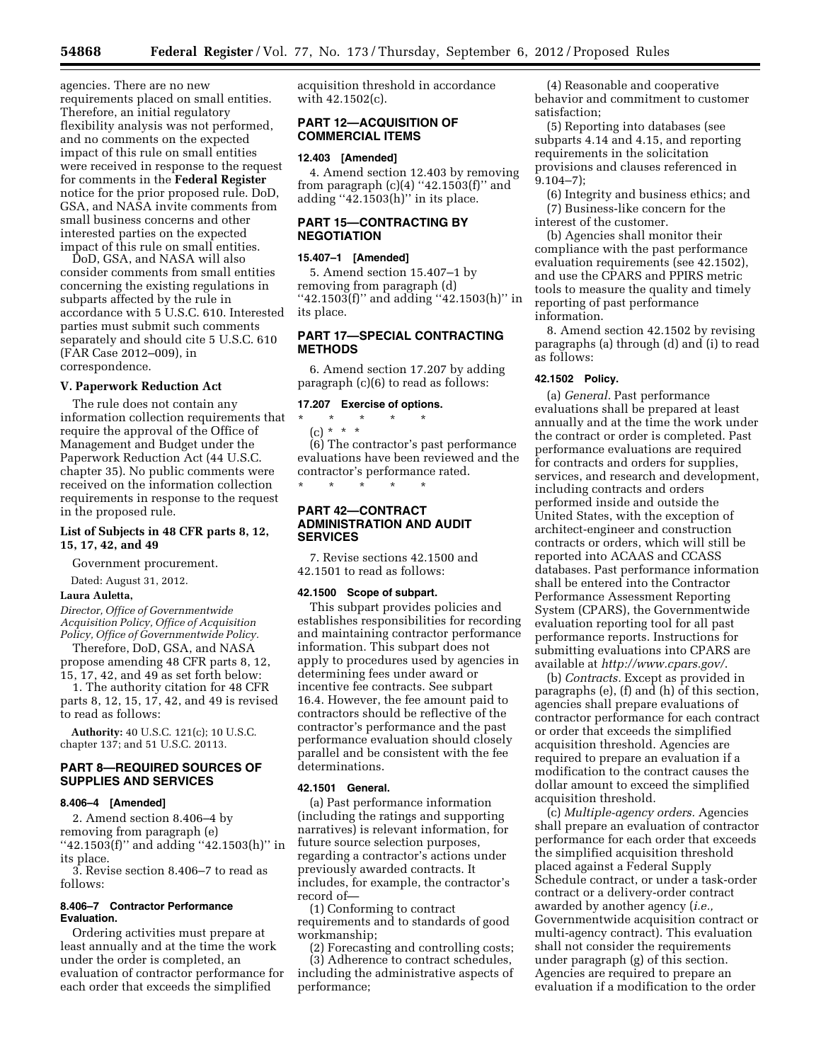agencies. There are no new requirements placed on small entities. Therefore, an initial regulatory flexibility analysis was not performed, and no comments on the expected impact of this rule on small entities were received in response to the request for comments in the **Federal Register** notice for the prior proposed rule. DoD, GSA, and NASA invite comments from small business concerns and other interested parties on the expected impact of this rule on small entities.

DoD, GSA, and NASA will also consider comments from small entities concerning the existing regulations in subparts affected by the rule in accordance with 5 U.S.C. 610. Interested parties must submit such comments separately and should cite 5 U.S.C. 610 (FAR Case 2012–009), in correspondence.

### V. Paperwork Reduction Act

The rule does not contain any information collection requirements that require the approval of the Office of Management and Budget under the Paperwork Reduction Act (44 U.S.C. chapter 35). No public comments were received on the information collection requirements in response to the request in the proposed rule.

### List of Subjects in 48 CFR parts 8, 12, 15, 17, 42, and 49

Government procurement.

Dated: August 31, 2012.

**Laura Auletta,**

*Director, Office of Governmentwide Acquisition Policy, Office of Acquisition Policy, Office of Governmentwide Policy.*

Therefore, DoD, GSA, and NASA propose amending 48 CFR parts 8, 12, 15, 17, 42, and 49 as set forth below:

1. The authority citation for 48 CFR parts 8, 12, 15, 17, 42, and 49 is revised to read as follows:

**Authority:** 40 U.S.C. 121(c); 10 U.S.C. chapter 137; and 51 U.S.C. 20113.

## PART 8—REQUIRED SOURCES OF SUPPLIES AND SERVICES

**8.406–4 [Amended]**

2. Amend section 8.406–4 by removing from paragraph (e) ''42.1503(f)'' and adding ''42.1503(h)'' in its place.

3. Revise section 8.406–7 to read as follows:

**8.406–7 Contractor Performance Evaluation.**

Ordering activities must prepare at least annually and at the time the work under the order is completed, an evaluation of contractor performance for each order that exceeds the simplified acquisition threshold in accordance with 42.1502(c).

## PART 12—ACQUISITION OF COMMERCIAL ITEMS

**12.403 [Amended]**

4. Amend section 12.403 by removing from paragraph (c)(4) ''42.1503(f)'' and adding ''42.1503(h)'' in its place.

## PART 15—CONTRACTING BY NEGOTIATION

**15.407–1 [Amended]**

5. Amend section 15.407–1 by removing from paragraph (d) ''42.1503(f)'' and adding ''42.1503(h)'' in its place.

## PART 17—SPECIAL CONTRACTING METHODS

6. Amend section 17.207 by adding paragraph (c)(6) to read as follows:

**17.207 Exercise of options.**

\* \* \* \* \*

(c) \* \* \*

(6) The contractor's past performance evaluations have been reviewed and the contractor's performance rated.

\* \* \* \* \*

## PART 42—CONTRACT ADMINISTRATION AND AUDIT SERVICES

7. Revise sections 42.1500 and 42.1501 to read as follows:

**42.1500 Scope of subpart.**

This subpart provides policies and establishes responsibilities for recording and maintaining contractor performance information. This subpart does not apply to procedures used by agencies in determining fees under award or incentive fee contracts. See subpart 16.4. However, the fee amount paid to contractors should be reflective of the contractor's performance and the past performance evaluation should closely parallel and be consistent with the fee determinations.

**42.1501 General.**

(a) Past performance information (including the ratings and supporting narratives) is relevant information, for future source selection purposes, regarding a contractor's actions under previously awarded contracts. It includes, for example, the contractor's record of—

(1) Conforming to contract requirements and to standards of good workmanship;

(2) Forecasting and controlling costs;

(3) Adherence to contract schedules, including the administrative aspects of performance;

(4) Reasonable and cooperative behavior and commitment to customer satisfaction;

(5) Reporting into databases (see subparts 4.14 and 4.15, and reporting requirements in the solicitation provisions and clauses referenced in 9.104–7);

(6) Integrity and business ethics; and

(7) Business-like concern for the interest of the customer.

(b) Agencies shall monitor their compliance with the past performance evaluation requirements (see 42.1502), and use the CPARS and PPIRS metric tools to measure the quality and timely reporting of past performance information.

8. Amend section 42.1502 by revising paragraphs (a) through (d) and (i) to read as follows:

**42.1502 Policy.**

(a) *General.* Past performance evaluations shall be prepared at least annually and at the time the work under the contract or order is completed. Past performance evaluations are required for contracts and orders for supplies, services, and research and development, including contracts and orders performed inside and outside the United States, with the exception of architect-engineer and construction contracts or orders, which will still be reported into ACAAS and CCASS databases. Past performance information shall be entered into the Contractor Performance Assessment Reporting System (CPARS), the Governmentwide evaluation reporting tool for all past performance reports. Instructions for submitting evaluations into CPARS are available at *http://www.cpars.gov/*.

(b) *Contracts.* Except as provided in paragraphs (e), (f) and (h) of this section, agencies shall prepare evaluations of contractor performance for each contract or order that exceeds the simplified acquisition threshold. Agencies are required to prepare an evaluation if a modification to the contract causes the dollar amount to exceed the simplified acquisition threshold.

(c) *Multiple-agency orders.* Agencies shall prepare an evaluation of contractor performance for each order that exceeds the simplified acquisition threshold placed against a Federal Supply Schedule contract, or under a task-order contract or a delivery-order contract awarded by another agency (*i.e.,* Governmentwide acquisition contract or multi-agency contract). This evaluation shall not consider the requirements under paragraph (g) of this section. Agencies are required to prepare an evaluation if a modification to the order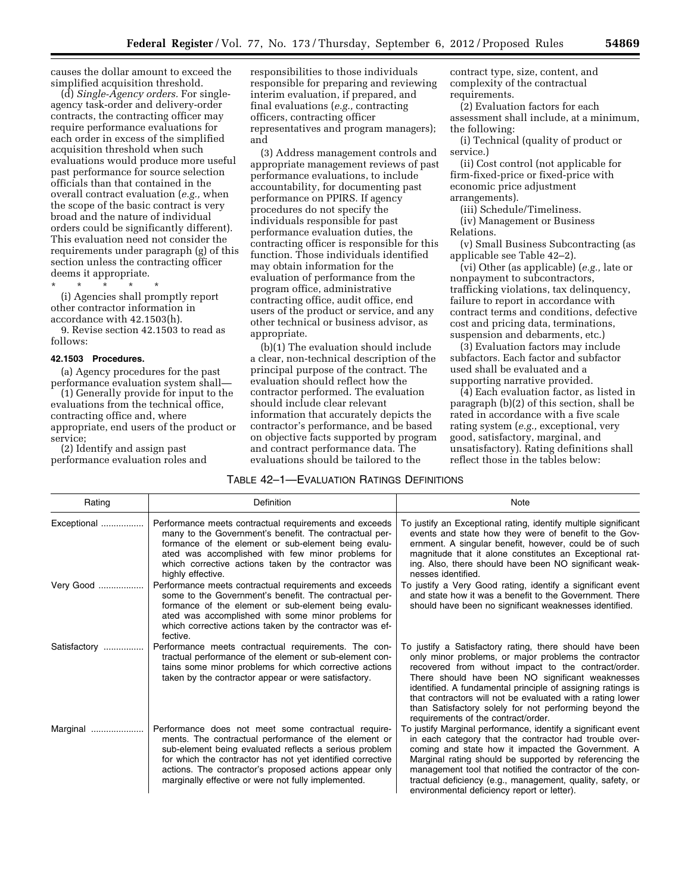causes the dollar amount to exceed the simplified acquisition threshold.

(d) *Single-Agency orders.* For single-agency task-order and delivery-order contracts, the contracting officer may require performance evaluations for each order in excess of the simplified acquisition threshold when such evaluations would produce more useful past performance for source selection officials than that contained in the overall contract evaluation (*e.g.,* when the scope of the basic contract is very broad and the nature of individual orders could be significantly different). This evaluation need not consider the requirements under paragraph (g) of this section unless the contracting officer deems it appropriate.

\* \* \* \* \*

(i) Agencies shall promptly report other contractor information in accordance with 42.1503(h).

9. Revise section 42.1503 to read as follows:

**42.1503 Procedures.**

(a) Agency procedures for the past performance evaluation system shall—

(1) Generally provide for input to the evaluations from the technical office, contracting office and, where appropriate, end users of the product or service;

(2) Identify and assign past performance evaluation roles and responsibilities to those individuals responsible for preparing and reviewing interim evaluation, if prepared, and final evaluations (*e.g.,* contracting officers, contracting officer representatives and program managers); and

(3) Address management controls and appropriate management reviews of past performance evaluations, to include accountability, for documenting past performance on PPIRS. If agency procedures do not specify the individuals responsible for past performance evaluation duties, the contracting officer is responsible for this function. Those individuals identified may obtain information for the evaluation of performance from the program office, administrative contracting office, audit office, end users of the product or service, and any other technical or business advisor, as appropriate.

(b)(1) The evaluation should include a clear, non-technical description of the principal purpose of the contract. The evaluation should reflect how the contractor performed. The evaluation should include clear relevant information that accurately depicts the contractor's performance, and be based on objective facts supported by program and contract performance data. The evaluations should be tailored to the contract type, size, content, and complexity of the contractual requirements.

(2) Evaluation factors for each assessment shall include, at a minimum, the following:

(i) Technical (quality of product or service.)

(ii) Cost control (not applicable for firm-fixed-price or fixed-price with economic price adjustment arrangements).

(iii) Schedule/Timeliness.

(iv) Management or Business Relations.

(v) Small Business Subcontracting (as applicable see Table 42–2).

(vi) Other (as applicable) (*e.g.,* late or nonpayment to subcontractors, trafficking violations, tax delinquency, failure to report in accordance with contract terms and conditions, defective cost and pricing data, terminations, suspension and debarments, etc.)

(3) Evaluation factors may include subfactors. Each factor and subfactor used shall be evaluated and a supporting narrative provided.

(4) Each evaluation factor, as listed in paragraph (b)(2) of this section, shall be rated in accordance with a five scale rating system (*e.g.,* exceptional, very good, satisfactory, marginal, and unsatisfactory). Rating definitions shall reflect those in the tables below:

TABLE 42–1—EVALUATION RATINGS DEFINITIONS

| Rating | Definition | Note |
|---|---|---|
| Exceptional | Performance meets contractual requirements and exceeds many to the Government's benefit. The contractual performance of the element or sub-element being evaluated was accomplished with few minor problems for which corrective actions taken by the contractor was highly effective. | To justify an Exceptional rating, identify multiple significant events and state how they were of benefit to the Government. A singular benefit, however, could be of such magnitude that it alone constitutes an Exceptional rating. Also, there should have been NO significant weaknesses identified. |
| Very Good | Performance meets contractual requirements and exceeds some to the Government's benefit. The contractual performance of the element or sub-element being evaluated was accomplished with some minor problems for which corrective actions taken by the contractor was effective. | To justify a Very Good rating, identify a significant event and state how it was a benefit to the Government. There should have been no significant weaknesses identified. |
| Satisfactory | Performance meets contractual requirements. The contractual performance of the element or sub-element contains some minor problems for which corrective actions taken by the contractor appear or were satisfactory. | To justify a Satisfactory rating, there should have been only minor problems, or major problems the contractor recovered from without impact to the contract/order. There should have been NO significant weaknesses identified. A fundamental principle of assigning ratings is that contractors will not be evaluated with a rating lower than Satisfactory solely for not performing beyond the requirements of the contract/order. |
| Marginal | Performance does not meet some contractual requirements. The contractual performance of the element or sub-element being evaluated reflects a serious problem for which the contractor has not yet identified corrective actions. The contractor's proposed actions appear only marginally effective or were not fully implemented. | To justify Marginal performance, identify a significant event in each category that the contractor had trouble overcoming and state how it impacted the Government. A Marginal rating should be supported by referencing the management tool that notified the contractor of the contractual deficiency (e.g., management, quality, safety, or environmental deficiency report or letter). |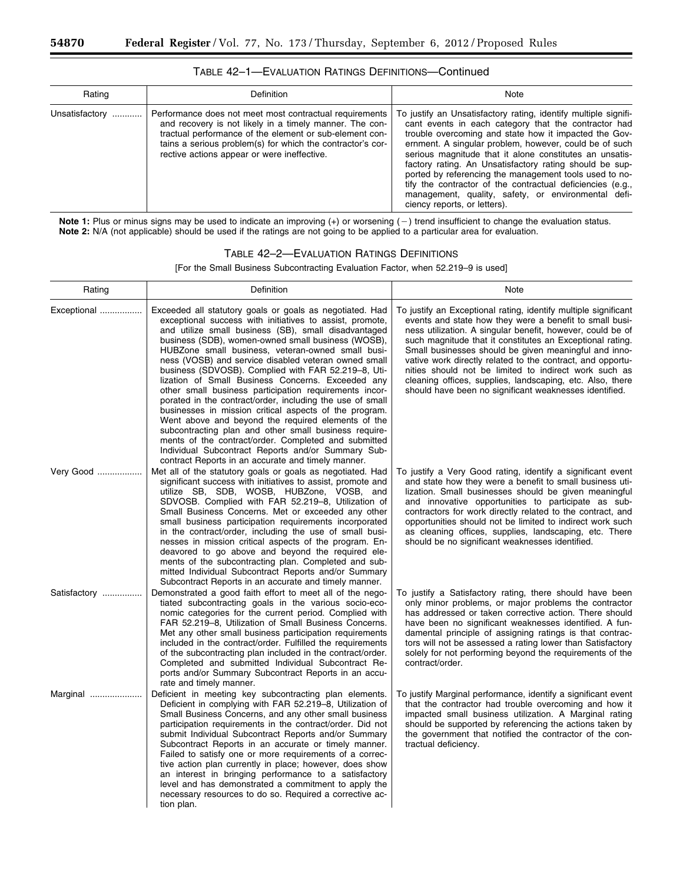TABLE 42–1—EVALUATION RATINGS DEFINITIONS—Continued

| Rating | Definition | Note |
| --- | --- | --- |
| Unsatisfactory | Performance does not meet most contractual requirements and recovery is not likely in a timely manner. The contractual performance of the element or sub-element contains a serious problem(s) for which the contractor's corrective actions appear or were ineffective. | To justify an Unsatisfactory rating, identify multiple significant events in each category that the contractor had trouble overcoming and state how it impacted the Government. A singular problem, however, could be of such serious magnitude that it alone constitutes an unsatisfactory rating. An Unsatisfactory rating should be supported by referencing the management tools used to notify the contractor of the contractual deficiencies (e.g., management, quality, safety, or environmental deficiency reports, or letters). |

**Note 1:** Plus or minus signs may be used to indicate an improving (+) or worsening (−) trend insufficient to change the evaluation status.
**Note 2:** N/A (not applicable) should be used if the ratings are not going to be applied to a particular area for evaluation.

TABLE 42–2—EVALUATION RATINGS DEFINITIONS

[For the Small Business Subcontracting Evaluation Factor, when 52.219–9 is used]

| Rating | Definition | Note |
| --- | --- | --- |
| Exceptional | Exceeded all statutory goals or goals as negotiated. Had exceptional success with initiatives to assist, promote, and utilize small business (SB), small disadvantaged business (SDB), women-owned small business (WOSB), HUBZone small business, veteran-owned small business (VOSB) and service disabled veteran owned small business (SDVOSB). Complied with FAR 52.219–8, Utilization of Small Business Concerns. Exceeded any other small business participation requirements incorporated in the contract/order, including the use of small businesses in mission critical aspects of the program. Went above and beyond the required elements of the subcontracting plan and other small business requirements of the contract/order. Completed and submitted Individual Subcontract Reports and/or Summary Subcontract Reports in an accurate and timely manner. | To justify an Exceptional rating, identify multiple significant events and state how they were a benefit to small business utilization. A singular benefit, however, could be of such magnitude that it constitutes an Exceptional rating. Small businesses should be given meaningful and innovative work directly related to the contract, and opportunities should not be limited to indirect work such as cleaning offices, supplies, landscaping, etc. Also, there should have been no significant weaknesses identified. |
| Very Good | Met all of the statutory goals or goals as negotiated. Had significant success with initiatives to assist, promote and utilize SB, SDB, WOSB, HUBZone, VOSB, and SDVOSB. Complied with FAR 52.219–8, Utilization of Small Business Concerns. Met or exceeded any other small business participation requirements incorporated in the contract/order, including the use of small businesses in mission critical aspects of the program. Endeavored to go above and beyond the required elements of the subcontracting plan. Completed and submitted Individual Subcontract Reports and/or Summary Subcontract Reports in an accurate and timely manner. | To justify a Very Good rating, identify a significant event and state how they were a benefit to small business utilization. Small businesses should be given meaningful and innovative opportunities to participate as subcontractors for work directly related to the contract, and opportunities should not be limited to indirect work such as cleaning offices, supplies, landscaping, etc. There should be no significant weaknesses identified. |
| Satisfactory | Demonstrated a good faith effort to meet all of the negotiated subcontracting goals in the various socio-economic categories for the current period. Complied with FAR 52.219–8, Utilization of Small Business Concerns. Met any other small business participation requirements included in the contract/order. Fulfilled the requirements of the subcontracting plan included in the contract/order. Completed and submitted Individual Subcontract Reports and/or Summary Subcontract Reports in an accurate and timely manner. | To justify a Satisfactory rating, there should have been only minor problems, or major problems the contractor has addressed or taken corrective action. There should have been no significant weaknesses identified. A fundamental principle of assigning ratings is that contractors will not be assessed a rating lower than Satisfactory solely for not performing beyond the requirements of the contract/order. |
| Marginal | Deficient in meeting key subcontracting plan elements. Deficient in complying with FAR 52.219–8, Utilization of Small Business Concerns, and any other small business participation requirements in the contract/order. Did not submit Individual Subcontract Reports and/or Summary Subcontract Reports in an accurate or timely manner. Failed to satisfy one or more requirements of a corrective action plan currently in place; however, does show an interest in bringing performance to a satisfactory level and has demonstrated a commitment to apply the necessary resources to do so. Required a corrective action plan. | To justify Marginal performance, identify a significant event that the contractor had trouble overcoming and how it impacted small business utilization. A Marginal rating should be supported by referencing the actions taken by the government that notified the contractor of the contractual deficiency. |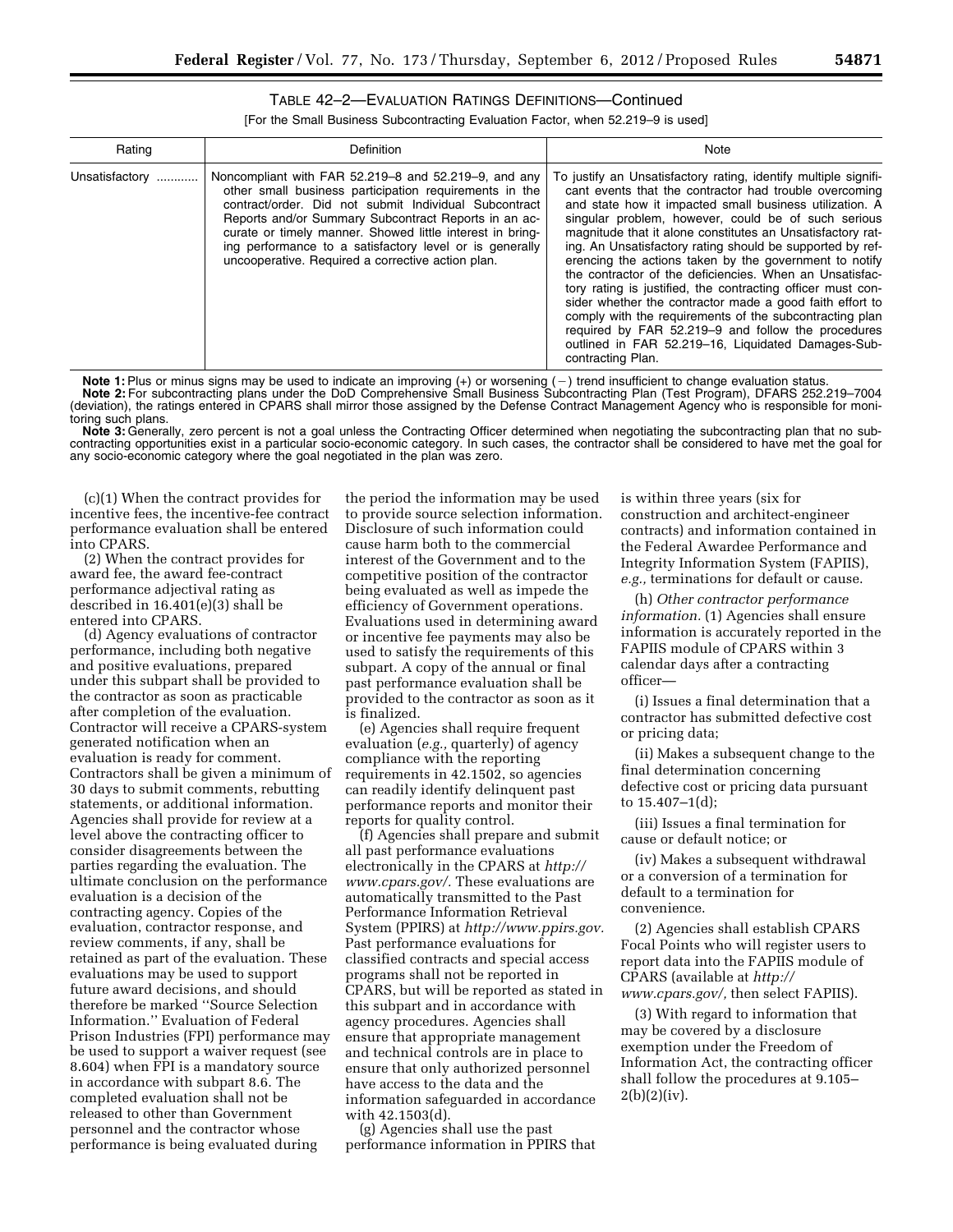TABLE 42–2—EVALUATION RATINGS DEFINITIONS—Continued

[For the Small Business Subcontracting Evaluation Factor, when 52.219–9 is used]

| Rating | Definition | Note |
| --- | --- | --- |
| Unsatisfactory | Noncompliant with FAR 52.219–8 and 52.219–9, and any other small business participation requirements in the contract/order. Did not submit Individual Subcontract Reports and/or Summary Subcontract Reports in an accurate or timely manner. Showed little interest in bringing performance to a satisfactory level or is generally uncooperative. Required a corrective action plan. | To justify an Unsatisfactory rating, identify multiple significant events that the contractor had trouble overcoming and state how it impacted small business utilization. A singular problem, however, could be of such serious magnitude that it alone constitutes an Unsatisfactory rating. An Unsatisfactory rating should be supported by referencing the actions taken by the government to notify the contractor of the deficiencies. When an Unsatisfactory rating is justified, the contracting officer must consider whether the contractor made a good faith effort to comply with the requirements of the subcontracting plan required by FAR 52.219–9 and follow the procedures outlined in FAR 52.219–16, Liquidated Damages-Subcontracting Plan. |

**Note 1:** Plus or minus signs may be used to indicate an improving (+) or worsening (−) trend insufficient to change evaluation status.

**Note 2:** For subcontracting plans under the DoD Comprehensive Small Business Subcontracting Plan (Test Program), DFARS 252.219–7004 (deviation), the ratings entered in CPARS shall mirror those assigned by the Defense Contract Management Agency who is responsible for monitoring such plans.

**Note 3:** Generally, zero percent is not a goal unless the Contracting Officer determined when negotiating the subcontracting plan that no subcontracting opportunities exist in a particular socio-economic category. In such cases, the contractor shall be considered to have met the goal for any socio-economic category where the goal negotiated in the plan was zero.

(c)(1) When the contract provides for incentive fees, the incentive-fee contract performance evaluation shall be entered into CPARS.

(2) When the contract provides for award fee, the award fee-contract performance adjectival rating as described in 16.401(e)(3) shall be entered into CPARS.

(d) Agency evaluations of contractor performance, including both negative and positive evaluations, prepared under this subpart shall be provided to the contractor as soon as practicable after completion of the evaluation. Contractor will receive a CPARS-system generated notification when an evaluation is ready for comment. Contractors shall be given a minimum of 30 days to submit comments, rebutting statements, or additional information. Agencies shall provide for review at a level above the contracting officer to consider disagreements between the parties regarding the evaluation. The ultimate conclusion on the performance evaluation is a decision of the contracting agency. Copies of the evaluation, contractor response, and review comments, if any, shall be retained as part of the evaluation. These evaluations may be used to support future award decisions, and should therefore be marked "Source Selection Information." Evaluation of Federal Prison Industries (FPI) performance may be used to support a waiver request (see 8.604) when FPI is a mandatory source in accordance with subpart 8.6. The completed evaluation shall not be released to other than Government personnel and the contractor whose performance is being evaluated during the period the information may be used to provide source selection information. Disclosure of such information could cause harm both to the commercial interest of the Government and to the competitive position of the contractor being evaluated as well as impede the efficiency of Government operations. Evaluations used in determining award or incentive fee payments may also be used to satisfy the requirements of this subpart. A copy of the annual or final past performance evaluation shall be provided to the contractor as soon as it is finalized.

(e) Agencies shall require frequent evaluation (*e.g.,* quarterly) of agency compliance with the reporting requirements in 42.1502, so agencies can readily identify delinquent past performance reports and monitor their reports for quality control.

(f) Agencies shall prepare and submit all past performance evaluations electronically in the CPARS at *http://www.cpars.gov/.* These evaluations are automatically transmitted to the Past Performance Information Retrieval System (PPIRS) at *http://www.ppirs.gov.* Past performance evaluations for classified contracts and special access programs shall not be reported in CPARS, but will be reported as stated in this subpart and in accordance with agency procedures. Agencies shall ensure that appropriate management and technical controls are in place to ensure that only authorized personnel have access to the data and the information safeguarded in accordance with 42.1503(d).

(g) Agencies shall use the past performance information in PPIRS that is within three years (six for construction and architect-engineer contracts) and information contained in the Federal Awardee Performance and Integrity Information System (FAPIIS), *e.g.,* terminations for default or cause.

(h) *Other contractor performance information.* (1) Agencies shall ensure information is accurately reported in the FAPIIS module of CPARS within 3 calendar days after a contracting officer—

(i) Issues a final determination that a contractor has submitted defective cost or pricing data;

(ii) Makes a subsequent change to the final determination concerning defective cost or pricing data pursuant to 15.407–1(d);

(iii) Issues a final termination for cause or default notice; or

(iv) Makes a subsequent withdrawal or a conversion of a termination for default to a termination for convenience.

(2) Agencies shall establish CPARS Focal Points who will register users to report data into the FAPIIS module of CPARS (available at *http://www.cpars.gov/,* then select FAPIIS).

(3) With regard to information that may be covered by a disclosure exemption under the Freedom of Information Act, the contracting officer shall follow the procedures at 9.105–2(b)(2)(iv).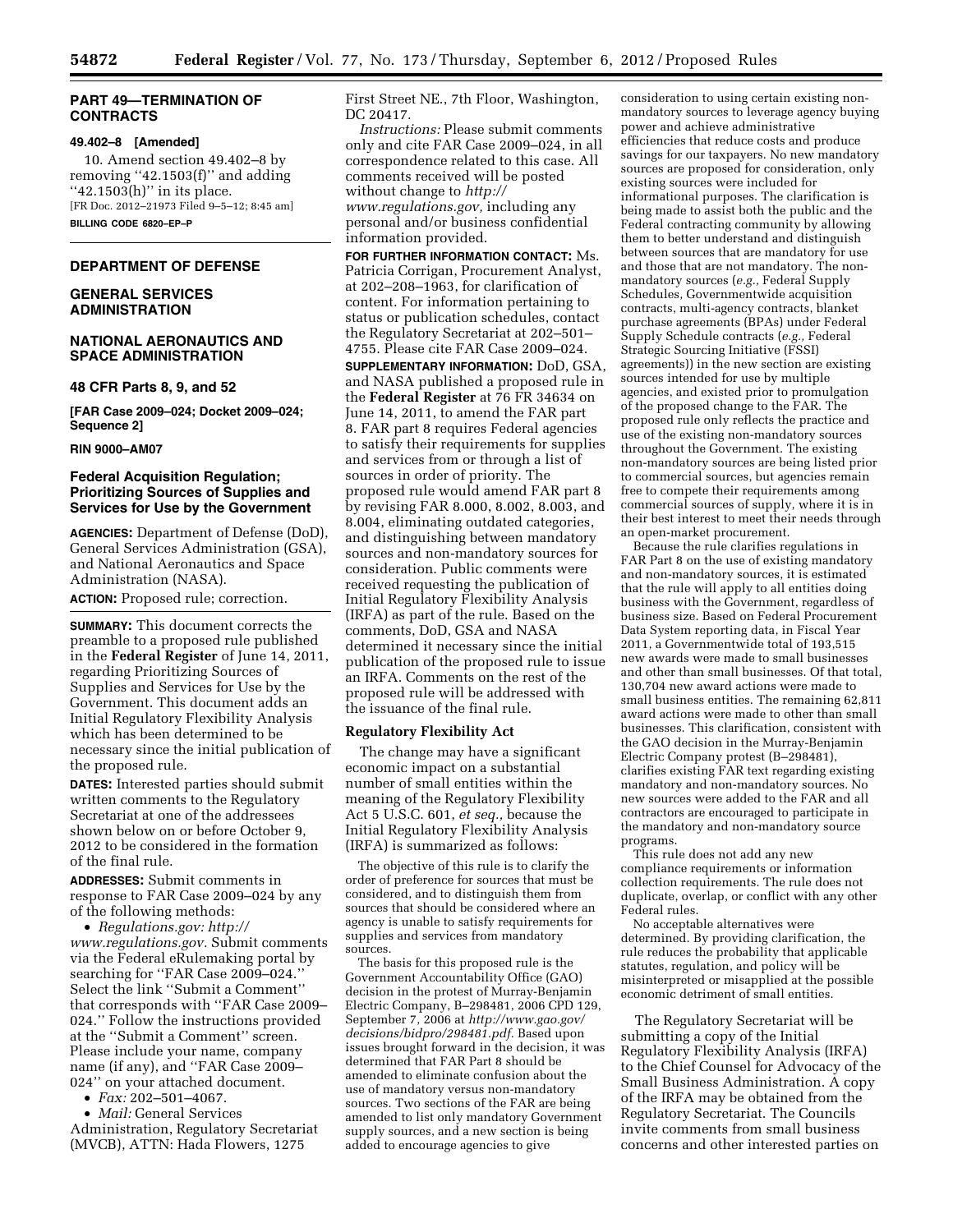## PART 49—TERMINATION OF CONTRACTS

**49.402–8 [Amended]**

10. Amend section 49.402–8 by removing ''42.1503(f)'' and adding ''42.1503(h)'' in its place.

[FR Doc. 2012–21973 Filed 9–5–12; 8:45 am]

**BILLING CODE 6820–EP–P**

---

## DEPARTMENT OF DEFENSE

## GENERAL SERVICES ADMINISTRATION

## NATIONAL AERONAUTICS AND SPACE ADMINISTRATION

### 48 CFR Parts 8, 9, and 52

**[FAR Case 2009–024; Docket 2009–024; Sequence 2]**

**RIN 9000–AM07**

### Federal Acquisition Regulation; Prioritizing Sources of Supplies and Services for Use by the Government

**AGENCIES:** Department of Defense (DoD), General Services Administration (GSA), and National Aeronautics and Space Administration (NASA).

**ACTION:** Proposed rule; correction.

**SUMMARY:** This document corrects the preamble to a proposed rule published in the **Federal Register** of June 14, 2011, regarding Prioritizing Sources of Supplies and Services for Use by the Government. This document adds an Initial Regulatory Flexibility Analysis which has been determined to be necessary since the initial publication of the proposed rule.

**DATES:** Interested parties should submit written comments to the Regulatory Secretariat at one of the addressees shown below on or before October 9, 2012 to be considered in the formation of the final rule.

**ADDRESSES:** Submit comments in response to FAR Case 2009–024 by any of the following methods:

- *Regulations.gov: http://www.regulations.gov.* Submit comments via the Federal eRulemaking portal by searching for ''FAR Case 2009–024.'' Select the link ''Submit a Comment'' that corresponds with ''FAR Case 2009–024.'' Follow the instructions provided at the ''Submit a Comment'' screen. Please include your name, company name (if any), and ''FAR Case 2009–024'' on your attached document.
- *Fax:* 202–501–4067.
- *Mail:* General Services Administration, Regulatory Secretariat (MVCB), ATTN: Hada Flowers, 1275 First Street NE., 7th Floor, Washington, DC 20417.

*Instructions:* Please submit comments only and cite FAR Case 2009–024, in all correspondence related to this case. All comments received will be posted without change to *http://www.regulations.gov,* including any personal and/or business confidential information provided.

**FOR FURTHER INFORMATION CONTACT:** Ms. Patricia Corrigan, Procurement Analyst, at 202–208–1963, for clarification of content. For information pertaining to status or publication schedules, contact the Regulatory Secretariat at 202–501–4755. Please cite FAR Case 2009–024.

**SUPPLEMENTARY INFORMATION:** DoD, GSA, and NASA published a proposed rule in the **Federal Register** at 76 FR 34634 on June 14, 2011, to amend the FAR part 8. FAR part 8 requires Federal agencies to satisfy their requirements for supplies and services from or through a list of sources in order of priority. The proposed rule would amend FAR part 8 by revising FAR 8.000, 8.002, 8.003, and 8.004, eliminating outdated categories, and distinguishing between mandatory sources and non-mandatory sources for consideration. Public comments were received requesting the publication of Initial Regulatory Flexibility Analysis (IRFA) as part of the rule. Based on the comments, DoD, GSA and NASA determined it necessary since the initial publication of the proposed rule to issue an IRFA. Comments on the rest of the proposed rule will be addressed with the issuance of the final rule.

#### Regulatory Flexibility Act

The change may have a significant economic impact on a substantial number of small entities within the meaning of the Regulatory Flexibility Act 5 U.S.C. 601, *et seq.,* because the Initial Regulatory Flexibility Analysis (IRFA) is summarized as follows:

> The objective of this rule is to clarify the order of preference for sources that must be considered, and to distinguish them from sources that should be considered where an agency is unable to satisfy requirements for supplies and services from mandatory sources.
>
> The basis for this proposed rule is the Government Accountability Office (GAO) decision in the protest of Murray-Benjamin Electric Company, B–298481, 2006 CPD 129, September 7, 2006 at *http://www.gao.gov/decisions/bidpro/298481.pdf.* Based upon issues brought forward in the decision, it was determined that FAR Part 8 should be amended to eliminate confusion about the use of mandatory versus non-mandatory sources. Two sections of the FAR are being amended to list only mandatory Government supply sources, and a new section is being added to encourage agencies to give consideration to using certain existing non-mandatory sources to leverage agency buying power and achieve administrative efficiencies that reduce costs and produce savings for our taxpayers. No new mandatory sources are proposed for consideration, only existing sources were included for informational purposes. The clarification is being made to assist both the public and the Federal contracting community by allowing them to better understand and distinguish between sources that are mandatory for use and those that are not mandatory. The non-mandatory sources (*e.g.,* Federal Supply Schedules, Governmentwide acquisition contracts, multi-agency contracts, blanket purchase agreements (BPAs) under Federal Supply Schedule contracts (*e.g.,* Federal Strategic Sourcing Initiative (FSSI) agreements)) in the new section are existing sources intended for use by multiple agencies, and existed prior to promulgation of the proposed change to the FAR. The proposed rule only reflects the practice and use of the existing non-mandatory sources throughout the Government. The existing non-mandatory sources are being listed prior to commercial sources, but agencies remain free to compete their requirements among commercial sources of supply, where it is in their best interest to meet their needs through an open-market procurement.
>
> Because the rule clarifies regulations in FAR Part 8 on the use of existing mandatory and non-mandatory sources, it is estimated that the rule will apply to all entities doing business with the Government, regardless of business size. Based on Federal Procurement Data System reporting data, in Fiscal Year 2011, a Governmentwide total of 193,515 new awards were made to small businesses and other than small businesses. Of that total, 130,704 new award actions were made to small business entities. The remaining 62,811 award actions were made to other than small businesses. This clarification, consistent with the GAO decision in the Murray-Benjamin Electric Company protest (B–298481), clarifies existing FAR text regarding existing mandatory and non-mandatory sources. No new sources were added to the FAR and all contractors are encouraged to participate in the mandatory and non-mandatory source programs.
>
> This rule does not add any new compliance requirements or information collection requirements. The rule does not duplicate, overlap, or conflict with any other Federal rules.
>
> No acceptable alternatives were determined. By providing clarification, the rule reduces the probability that applicable statutes, regulation, and policy will be misinterpreted or misapplied at the possible economic detriment of small entities.

The Regulatory Secretariat will be submitting a copy of the Initial Regulatory Flexibility Analysis (IRFA) to the Chief Counsel for Advocacy of the Small Business Administration. A copy of the IRFA may be obtained from the Regulatory Secretariat. The Councils invite comments from small business concerns and other interested parties on